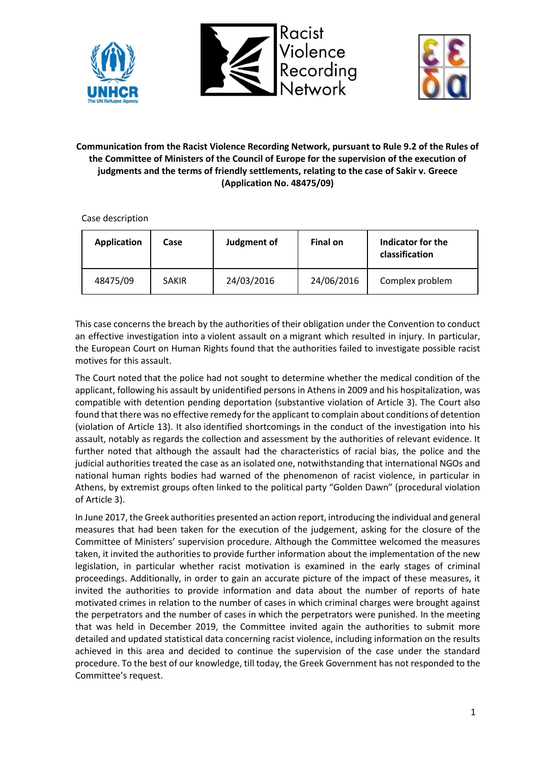**Communication from the Racist Violence Recording Network, pursuant to Rule 9.2 of the Rules of the Committee of Ministers of the Council of Europe for the supervision of the execution of judgments and the terms of friendly settlements, relating to the case of Sakir v. Greece (Application No. 48475/09)**

Case description

| Application | Case | Judgment of | Final on | Indicator for the classification |
|---|---|---|---|---|
| 48475/09 | SAKIR | 24/03/2016 | 24/06/2016 | Complex problem |

This case concerns the breach by the authorities of their obligation under the Convention to conduct an effective investigation into a violent assault on a migrant which resulted in injury. In particular, the European Court on Human Rights found that the authorities failed to investigate possible racist motives for this assault.

The Court noted that the police had not sought to determine whether the medical condition of the applicant, following his assault by unidentified persons in Athens in 2009 and his hospitalization, was compatible with detention pending deportation (substantive violation of Article 3). The Court also found that there was no effective remedy for the applicant to complain about conditions of detention (violation of Article 13). It also identified shortcomings in the conduct of the investigation into his assault, notably as regards the collection and assessment by the authorities of relevant evidence. It further noted that although the assault had the characteristics of racial bias, the police and the judicial authorities treated the case as an isolated one, notwithstanding that international NGOs and national human rights bodies had warned of the phenomenon of racist violence, in particular in Athens, by extremist groups often linked to the political party "Golden Dawn" (procedural violation of Article 3).

In June 2017, the Greek authorities presented an action report, introducing the individual and general measures that had been taken for the execution of the judgement, asking for the closure of the Committee of Ministers' supervision procedure. Although the Committee welcomed the measures taken, it invited the authorities to provide further information about the implementation of the new legislation, in particular whether racist motivation is examined in the early stages of criminal proceedings. Additionally, in order to gain an accurate picture of the impact of these measures, it invited the authorities to provide information and data about the number of reports of hate motivated crimes in relation to the number of cases in which criminal charges were brought against the perpetrators and the number of cases in which the perpetrators were punished. In the meeting that was held in December 2019, the Committee invited again the authorities to submit more detailed and updated statistical data concerning racist violence, including information on the results achieved in this area and decided to continue the supervision of the case under the standard procedure. To the best of our knowledge, till today, the Greek Government has not responded to the Committee's request.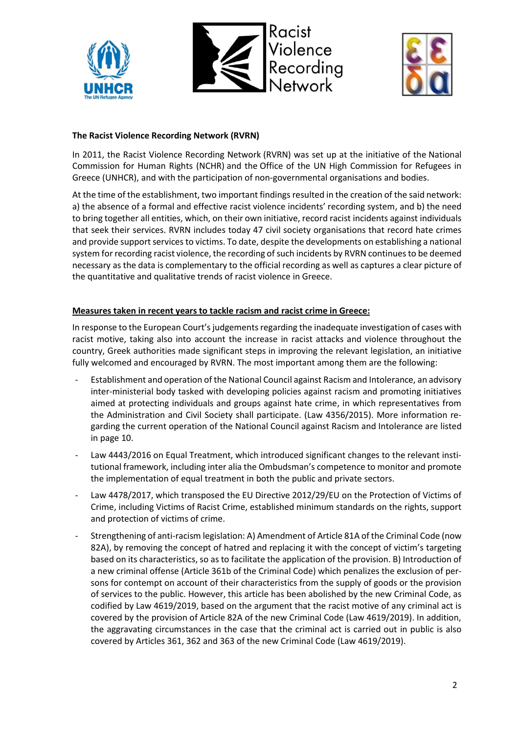**The Racist Violence Recording Network (RVRN)**

In 2011, the Racist Violence Recording Network (RVRN) was set up at the initiative of the National Commission for Human Rights (NCHR) and the Office of the UN High Commission for Refugees in Greece (UNHCR), and with the participation of non-governmental organisations and bodies.

At the time of the establishment, two important findings resulted in the creation of the said network: a) the absence of a formal and effective racist violence incidents' recording system, and b) the need to bring together all entities, which, on their own initiative, record racist incidents against individuals that seek their services. RVRN includes today 47 civil society organisations that record hate crimes and provide support services to victims. To date, despite the developments on establishing a national system for recording racist violence, the recording of such incidents by RVRN continues to be deemed necessary as the data is complementary to the official recording as well as captures a clear picture of the quantitative and qualitative trends of racist violence in Greece.

**<u>Measures taken in recent years to tackle racism and racist crime in Greece:</u>**

In response to the European Court's judgements regarding the inadequate investigation of cases with racist motive, taking also into account the increase in racist attacks and violence throughout the country, Greek authorities made significant steps in improving the relevant legislation, an initiative fully welcomed and encouraged by RVRN. The most important among them are the following:

- Establishment and operation of the National Council against Racism and Intolerance, an advisory inter-ministerial body tasked with developing policies against racism and promoting initiatives aimed at protecting individuals and groups against hate crime, in which representatives from the Administration and Civil Society shall participate. (Law 4356/2015). More information regarding the current operation of the National Council against Racism and Intolerance are listed in page 10.
- Law 4443/2016 on Equal Treatment, which introduced significant changes to the relevant institutional framework, including inter alia the Ombudsman's competence to monitor and promote the implementation of equal treatment in both the public and private sectors.
- Law 4478/2017, which transposed the EU Directive 2012/29/EU on the Protection of Victims of Crime, including Victims of Racist Crime, established minimum standards on the rights, support and protection of victims of crime.
- Strengthening of anti-racism legislation: A) Amendment of Article 81A of the Criminal Code (now 82A), by removing the concept of hatred and replacing it with the concept of victim's targeting based on its characteristics, so as to facilitate the application of the provision. B) Introduction of a new criminal offense (Article 361b of the Criminal Code) which penalizes the exclusion of persons for contempt on account of their characteristics from the supply of goods or the provision of services to the public. However, this article has been abolished by the new Criminal Code, as codified by Law 4619/2019, based on the argument that the racist motive of any criminal act is covered by the provision of Article 82A of the new Criminal Code (Law 4619/2019). In addition, the aggravating circumstances in the case that the criminal act is carried out in public is also covered by Articles 361, 362 and 363 of the new Criminal Code (Law 4619/2019).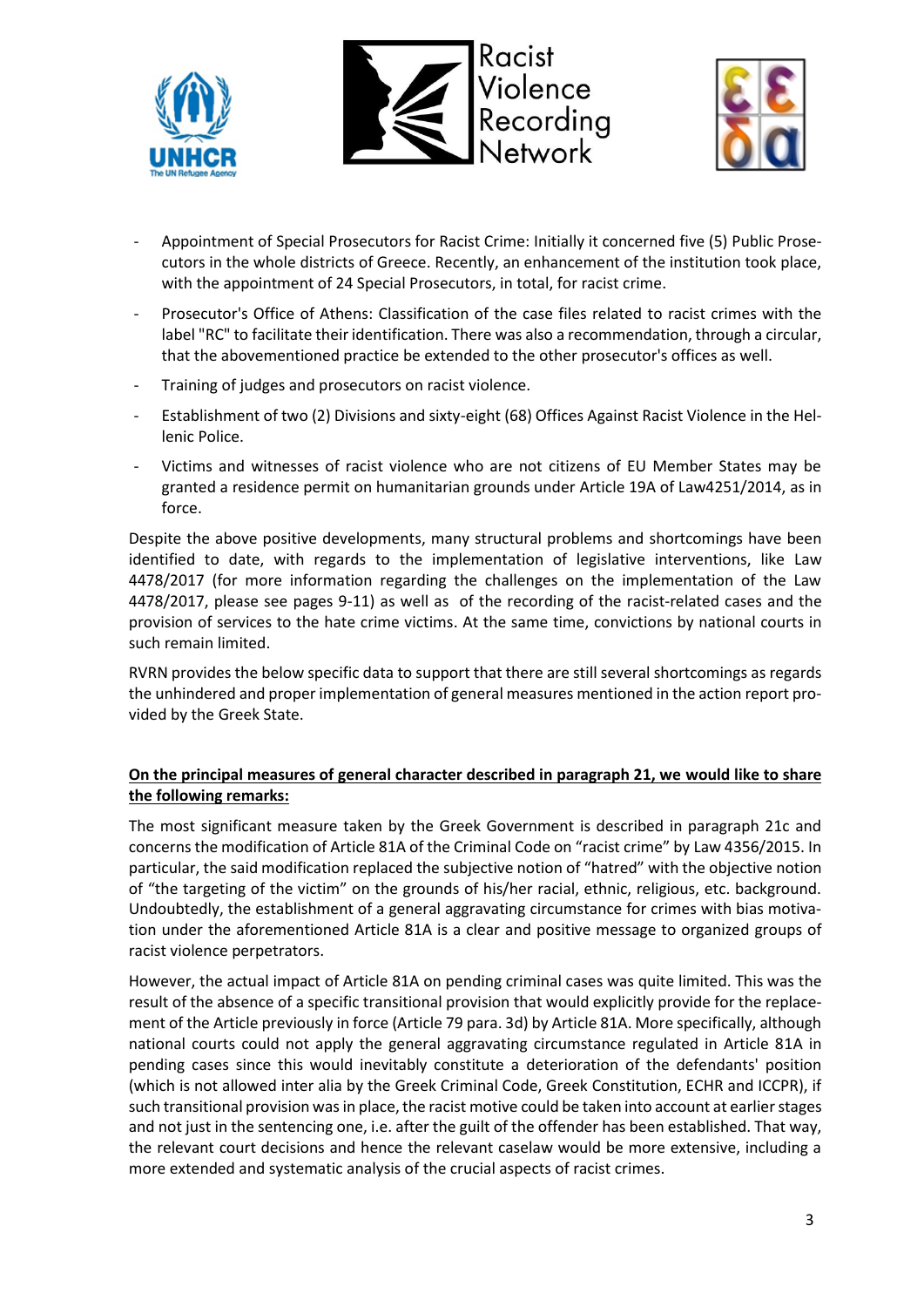- Appointment of Special Prosecutors for Racist Crime: Initially it concerned five (5) Public Prosecutors in the whole districts of Greece. Recently, an enhancement of the institution took place, with the appointment of 24 Special Prosecutors, in total, for racist crime.
- Prosecutor's Office of Athens: Classification of the case files related to racist crimes with the label "RC" to facilitate their identification. There was also a recommendation, through a circular, that the abovementioned practice be extended to the other prosecutor's offices as well.
- Training of judges and prosecutors on racist violence.
- Establishment of two (2) Divisions and sixty-eight (68) Offices Against Racist Violence in the Hellenic Police.
- Victims and witnesses of racist violence who are not citizens of EU Member States may be granted a residence permit on humanitarian grounds under Article 19A of Law4251/2014, as in force.

Despite the above positive developments, many structural problems and shortcomings have been identified to date, with regards to the implementation of legislative interventions, like Law 4478/2017 (for more information regarding the challenges on the implementation of the Law 4478/2017, please see pages 9-11) as well as of the recording of the racist-related cases and the provision of services to the hate crime victims. At the same time, convictions by national courts in such remain limited.

RVRN provides the below specific data to support that there are still several shortcomings as regards the unhindered and proper implementation of general measures mentioned in the action report provided by the Greek State.

**On the principal measures of general character described in paragraph 21, we would like to share the following remarks:**

The most significant measure taken by the Greek Government is described in paragraph 21c and concerns the modification of Article 81A of the Criminal Code on "racist crime" by Law 4356/2015. In particular, the said modification replaced the subjective notion of "hatred" with the objective notion of "the targeting of the victim" on the grounds of his/her racial, ethnic, religious, etc. background. Undoubtedly, the establishment of a general aggravating circumstance for crimes with bias motivation under the aforementioned Article 81A is a clear and positive message to organized groups of racist violence perpetrators.

However, the actual impact of Article 81A on pending criminal cases was quite limited. This was the result of the absence of a specific transitional provision that would explicitly provide for the replacement of the Article previously in force (Article 79 para. 3d) by Article 81A. More specifically, although national courts could not apply the general aggravating circumstance regulated in Article 81A in pending cases since this would inevitably constitute a deterioration of the defendants' position (which is not allowed inter alia by the Greek Criminal Code, Greek Constitution, ECHR and ICCPR), if such transitional provision was in place, the racist motive could be taken into account at earlier stages and not just in the sentencing one, i.e. after the guilt of the offender has been established. That way, the relevant court decisions and hence the relevant caselaw would be more extensive, including a more extended and systematic analysis of the crucial aspects of racist crimes.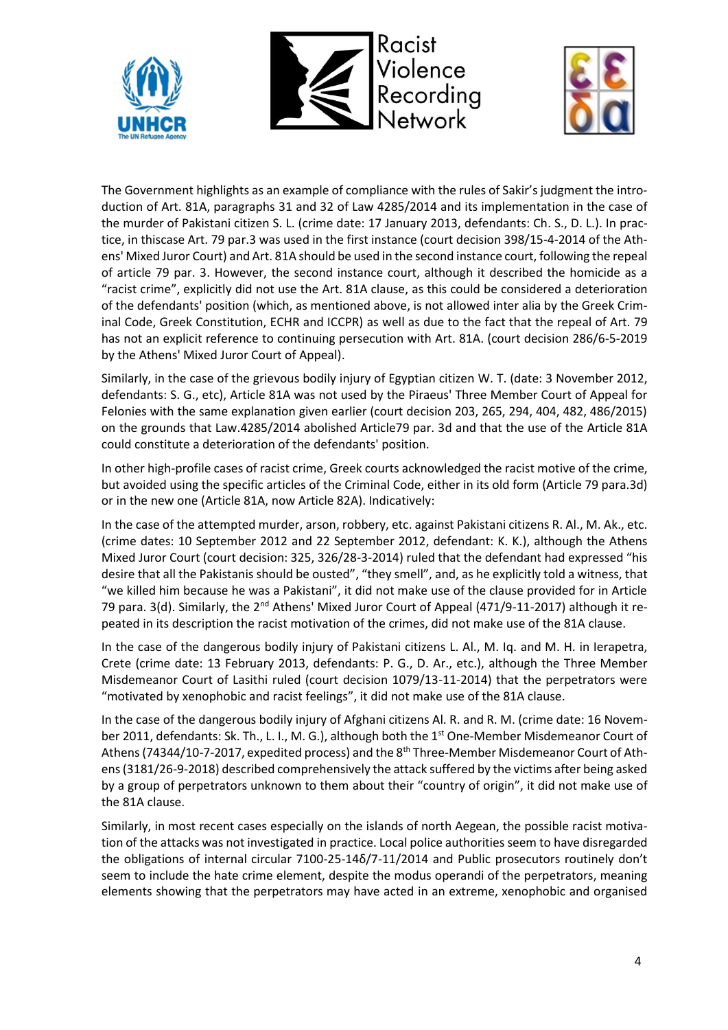The Government highlights as an example of compliance with the rules of Sakir's judgment the introduction of Art. 81A, paragraphs 31 and 32 of Law 4285/2014 and its implementation in the case of the murder of Pakistani citizen S. L. (crime date: 17 January 2013, defendants: Ch. S., D. L.). In practice, in thiscase Art. 79 par.3 was used in the first instance (court decision 398/15-4-2014 of the Athens' Mixed Juror Court) and Art. 81A should be used in the second instance court, following the repeal of article 79 par. 3. However, the second instance court, although it described the homicide as a "racist crime", explicitly did not use the Art. 81A clause, as this could be considered a deterioration of the defendants' position (which, as mentioned above, is not allowed inter alia by the Greek Criminal Code, Greek Constitution, ECHR and ICCPR) as well as due to the fact that the repeal of Art. 79 has not an explicit reference to continuing persecution with Art. 81A. (court decision 286/6-5-2019 by the Athens' Mixed Juror Court of Appeal).

Similarly, in the case of the grievous bodily injury of Egyptian citizen W. T. (date: 3 November 2012, defendants: S. G., etc), Article 81A was not used by the Piraeus' Three Member Court of Appeal for Felonies with the same explanation given earlier (court decision 203, 265, 294, 404, 482, 486/2015) on the grounds that Law.4285/2014 abolished Article79 par. 3d and that the use of the Article 81A could constitute a deterioration of the defendants' position.

In other high-profile cases of racist crime, Greek courts acknowledged the racist motive of the crime, but avoided using the specific articles of the Criminal Code, either in its old form (Article 79 para.3d) or in the new one (Article 81A, now Article 82A). Indicatively:

In the case of the attempted murder, arson, robbery, etc. against Pakistani citizens R. Al., M. Ak., etc. (crime dates: 10 September 2012 and 22 September 2012, defendant: K. K.), although the Athens Mixed Juror Court (court decision: 325, 326/28-3-2014) ruled that the defendant had expressed "his desire that all the Pakistanis should be ousted", "they smell", and, as he explicitly told a witness, that "we killed him because he was a Pakistani", it did not make use of the clause provided for in Article 79 para. 3(d). Similarly, the 2nd Athens' Mixed Juror Court of Appeal (471/9-11-2017) although it repeated in its description the racist motivation of the crimes, did not make use of the 81A clause.

In the case of the dangerous bodily injury of Pakistani citizens L. Al., M. Iq. and M. H. in Ierapetra, Crete (crime date: 13 February 2013, defendants: P. G., D. Ar., etc.), although the Three Member Misdemeanor Court of Lasithi ruled (court decision 1079/13-11-2014) that the perpetrators were "motivated by xenophobic and racist feelings", it did not make use of the 81A clause.

In the case of the dangerous bodily injury of Afghani citizens Al. R. and R. M. (crime date: 16 November 2011, defendants: Sk. Th., L. I., M. G.), although both the 1st One-Member Misdemeanor Court of Athens (74344/10-7-2017, expedited process) and the 8th Three-Member Misdemeanor Court of Athens (3181/26-9-2018) described comprehensively the attack suffered by the victims after being asked by a group of perpetrators unknown to them about their "country of origin", it did not make use of the 81A clause.

Similarly, in most recent cases especially on the islands of north Aegean, the possible racist motivation of the attacks was not investigated in practice. Local police authorities seem to have disregarded the obligations of internal circular 7100-25-14δ/7-11/2014 and Public prosecutors routinely don't seem to include the hate crime element, despite the modus operandi of the perpetrators, meaning elements showing that the perpetrators may have acted in an extreme, xenophobic and organised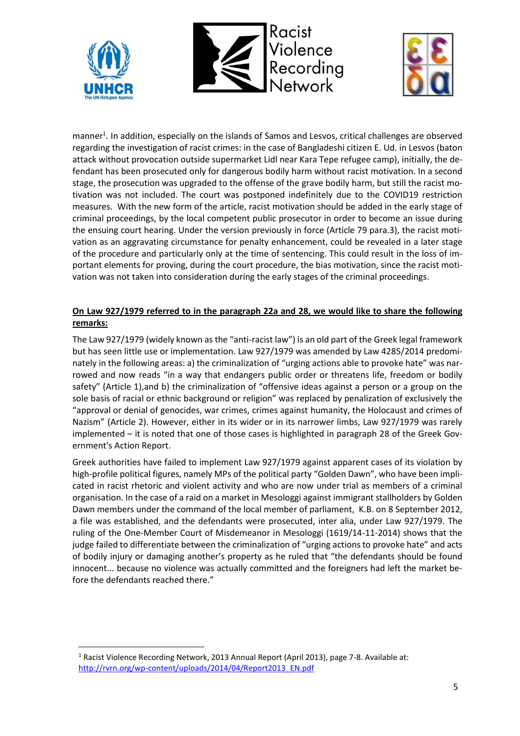manner[1]. In addition, especially on the islands of Samos and Lesvos, critical challenges are observed regarding the investigation of racist crimes: in the case of Bangladeshi citizen E. Ud. in Lesvos (baton attack without provocation outside supermarket Lidl near Kara Tepe refugee camp), initially, the defendant has been prosecuted only for dangerous bodily harm without racist motivation. In a second stage, the prosecution was upgraded to the offense of the grave bodily harm, but still the racist motivation was not included. The court was postponed indefinitely due to the COVID19 restriction measures. With the new form of the article, racist motivation should be added in the early stage of criminal proceedings, by the local competent public prosecutor in order to become an issue during the ensuing court hearing. Under the version previously in force (Article 79 para.3), the racist motivation as an aggravating circumstance for penalty enhancement, could be revealed in a later stage of the procedure and particularly only at the time of sentencing. This could result in the loss of important elements for proving, during the court procedure, the bias motivation, since the racist motivation was not taken into consideration during the early stages of the criminal proceedings.

**On Law 927/1979 referred to in the paragraph 22a and 28, we would like to share the following remarks:**

The Law 927/1979 (widely known as the "anti-racist law") is an old part of the Greek legal framework but has seen little use or implementation. Law 927/1979 was amended by Law 4285/2014 predominately in the following areas: a) the criminalization of "urging actions able to provoke hate" was narrowed and now reads "in a way that endangers public order or threatens life, freedom or bodily safety" (Article 1),and b) the criminalization of "offensive ideas against a person or a group on the sole basis of racial or ethnic background or religion" was replaced by penalization of exclusively the "approval or denial of genocides, war crimes, crimes against humanity, the Holocaust and crimes of Nazism" (Article 2). However, either in its wider or in its narrower limbs, Law 927/1979 was rarely implemented – it is noted that one of those cases is highlighted in paragraph 28 of the Greek Government's Action Report.

Greek authorities have failed to implement Law 927/1979 against apparent cases of its violation by high-profile political figures, namely MPs of the political party "Golden Dawn", who have been implicated in racist rhetoric and violent activity and who are now under trial as members of a criminal organisation. In the case of a raid on a market in Mesologgi against immigrant stallholders by Golden Dawn members under the command of the local member of parliament, K.B. on 8 September 2012, a file was established, and the defendants were prosecuted, inter alia, under Law 927/1979. The ruling of the One-Member Court of Misdemeanor in Mesologgi (1619/14-11-2014) shows that the judge failed to differentiate between the criminalization of "urging actions to provoke hate" and acts of bodily injury or damaging another's property as he ruled that "the defendants should be found innocent... because no violence was actually committed and the foreigners had left the market before the defendants reached there."

---

[1] Racist Violence Recording Network, 2013 Annual Report (April 2013), page 7-8. Available at: http://rvrn.org/wp-content/uploads/2014/04/Report2013_EN.pdf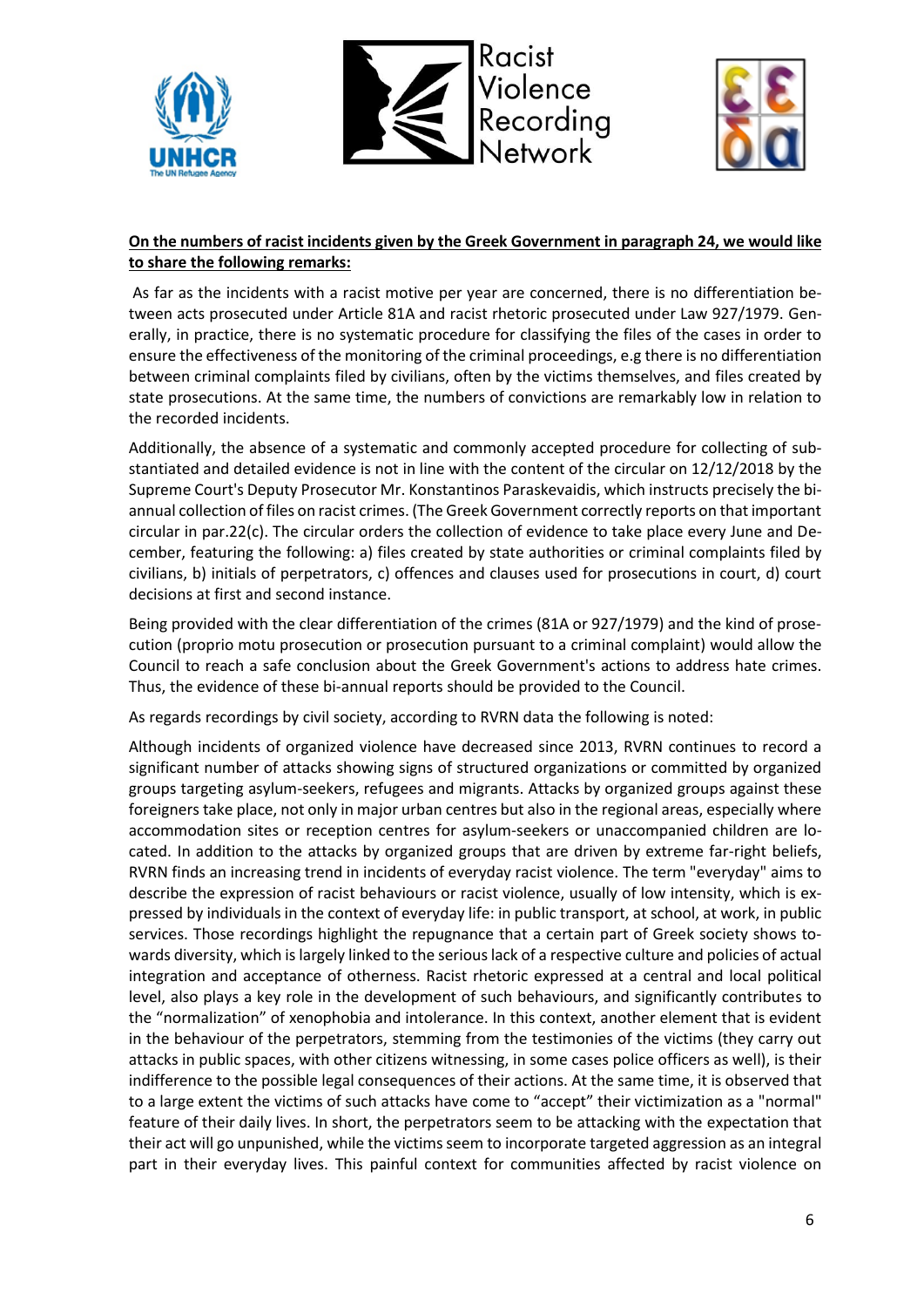**On the numbers of racist incidents given by the Greek Government in paragraph 24, we would like to share the following remarks:**

As far as the incidents with a racist motive per year are concerned, there is no differentiation between acts prosecuted under Article 81A and racist rhetoric prosecuted under Law 927/1979. Generally, in practice, there is no systematic procedure for classifying the files of the cases in order to ensure the effectiveness of the monitoring of the criminal proceedings, e.g there is no differentiation between criminal complaints filed by civilians, often by the victims themselves, and files created by state prosecutions. At the same time, the numbers of convictions are remarkably low in relation to the recorded incidents.

Additionally, the absence of a systematic and commonly accepted procedure for collecting of substantiated and detailed evidence is not in line with the content of the circular on 12/12/2018 by the Supreme Court's Deputy Prosecutor Mr. Konstantinos Paraskevaidis, which instructs precisely the bi-annual collection of files on racist crimes. (The Greek Government correctly reports on that important circular in par.22(c). The circular orders the collection of evidence to take place every June and December, featuring the following: a) files created by state authorities or criminal complaints filed by civilians, b) initials of perpetrators, c) offences and clauses used for prosecutions in court, d) court decisions at first and second instance.

Being provided with the clear differentiation of the crimes (81A or 927/1979) and the kind of prosecution (proprio motu prosecution or prosecution pursuant to a criminal complaint) would allow the Council to reach a safe conclusion about the Greek Government's actions to address hate crimes. Thus, the evidence of these bi-annual reports should be provided to the Council.

As regards recordings by civil society, according to RVRN data the following is noted:

Although incidents of organized violence have decreased since 2013, RVRN continues to record a significant number of attacks showing signs of structured organizations or committed by organized groups targeting asylum-seekers, refugees and migrants. Attacks by organized groups against these foreigners take place, not only in major urban centres but also in the regional areas, especially where accommodation sites or reception centres for asylum-seekers or unaccompanied children are located. In addition to the attacks by organized groups that are driven by extreme far-right beliefs, RVRN finds an increasing trend in incidents of everyday racist violence. The term "everyday" aims to describe the expression of racist behaviours or racist violence, usually of low intensity, which is expressed by individuals in the context of everyday life: in public transport, at school, at work, in public services. Those recordings highlight the repugnance that a certain part of Greek society shows towards diversity, which is largely linked to the serious lack of a respective culture and policies of actual integration and acceptance of otherness. Racist rhetoric expressed at a central and local political level, also plays a key role in the development of such behaviours, and significantly contributes to the "normalization" of xenophobia and intolerance. In this context, another element that is evident in the behaviour of the perpetrators, stemming from the testimonies of the victims (they carry out attacks in public spaces, with other citizens witnessing, in some cases police officers as well), is their indifference to the possible legal consequences of their actions. At the same time, it is observed that to a large extent the victims of such attacks have come to "accept" their victimization as a "normal" feature of their daily lives. In short, the perpetrators seem to be attacking with the expectation that their act will go unpunished, while the victims seem to incorporate targeted aggression as an integral part in their everyday lives. This painful context for communities affected by racist violence on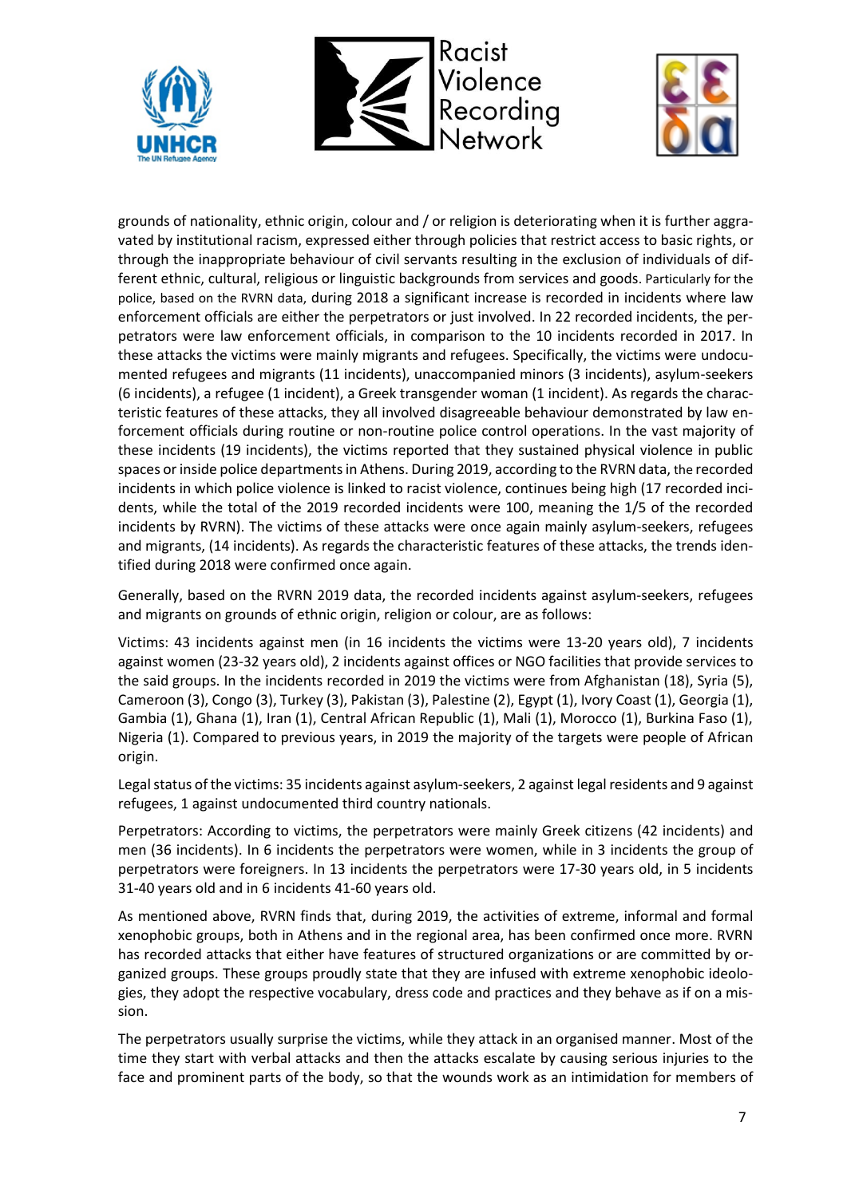grounds of nationality, ethnic origin, colour and / or religion is deteriorating when it is further aggravated by institutional racism, expressed either through policies that restrict access to basic rights, or through the inappropriate behaviour of civil servants resulting in the exclusion of individuals of different ethnic, cultural, religious or linguistic backgrounds from services and goods. Particularly for the police, based on the RVRN data, during 2018 a significant increase is recorded in incidents where law enforcement officials are either the perpetrators or just involved. In 22 recorded incidents, the perpetrators were law enforcement officials, in comparison to the 10 incidents recorded in 2017. In these attacks the victims were mainly migrants and refugees. Specifically, the victims were undocumented refugees and migrants (11 incidents), unaccompanied minors (3 incidents), asylum-seekers (6 incidents), a refugee (1 incident), a Greek transgender woman (1 incident). As regards the characteristic features of these attacks, they all involved disagreeable behaviour demonstrated by law enforcement officials during routine or non-routine police control operations. In the vast majority of these incidents (19 incidents), the victims reported that they sustained physical violence in public spaces or inside police departments in Athens. During 2019, according to the RVRN data, the recorded incidents in which police violence is linked to racist violence, continues being high (17 recorded incidents, while the total of the 2019 recorded incidents were 100, meaning the 1/5 of the recorded incidents by RVRN). The victims of these attacks were once again mainly asylum-seekers, refugees and migrants, (14 incidents). As regards the characteristic features of these attacks, the trends identified during 2018 were confirmed once again.

Generally, based on the RVRN 2019 data, the recorded incidents against asylum-seekers, refugees and migrants on grounds of ethnic origin, religion or colour, are as follows:

Victims: 43 incidents against men (in 16 incidents the victims were 13-20 years old), 7 incidents against women (23-32 years old), 2 incidents against offices or NGO facilities that provide services to the said groups. In the incidents recorded in 2019 the victims were from Afghanistan (18), Syria (5), Cameroon (3), Congo (3), Turkey (3), Pakistan (3), Palestine (2), Egypt (1), Ivory Coast (1), Georgia (1), Gambia (1), Ghana (1), Iran (1), Central African Republic (1), Mali (1), Morocco (1), Burkina Faso (1), Nigeria (1). Compared to previous years, in 2019 the majority of the targets were people of African origin.

Legal status of the victims: 35 incidents against asylum-seekers, 2 against legal residents and 9 against refugees, 1 against undocumented third country nationals.

Perpetrators: According to victims, the perpetrators were mainly Greek citizens (42 incidents) and men (36 incidents). In 6 incidents the perpetrators were women, while in 3 incidents the group of perpetrators were foreigners. In 13 incidents the perpetrators were 17-30 years old, in 5 incidents 31-40 years old and in 6 incidents 41-60 years old.

As mentioned above, RVRN finds that, during 2019, the activities of extreme, informal and formal xenophobic groups, both in Athens and in the regional area, has been confirmed once more. RVRN has recorded attacks that either have features of structured organizations or are committed by organized groups. These groups proudly state that they are infused with extreme xenophobic ideologies, they adopt the respective vocabulary, dress code and practices and they behave as if on a mission.

The perpetrators usually surprise the victims, while they attack in an organised manner. Most of the time they start with verbal attacks and then the attacks escalate by causing serious injuries to the face and prominent parts of the body, so that the wounds work as an intimidation for members of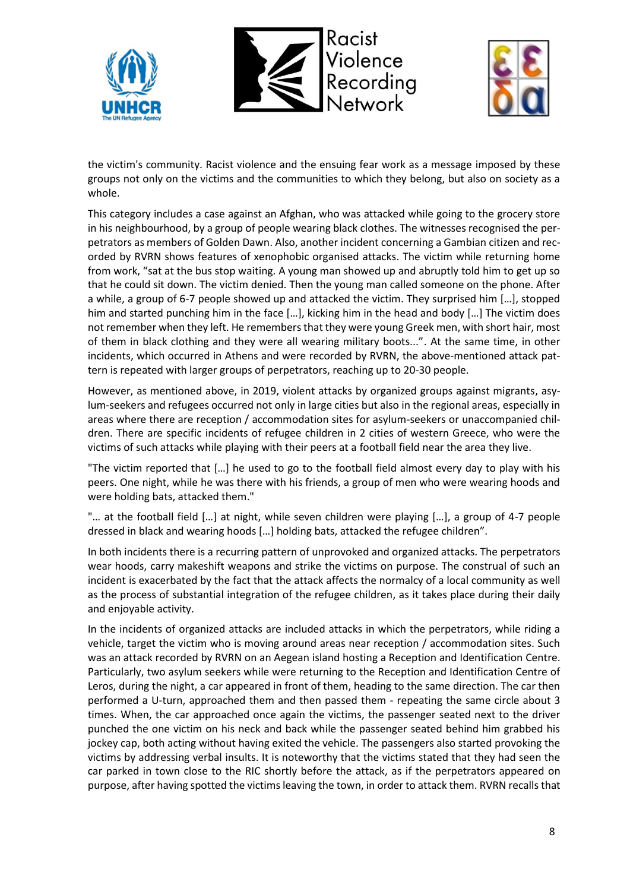the victim's community. Racist violence and the ensuing fear work as a message imposed by these groups not only on the victims and the communities to which they belong, but also on society as a whole.

This category includes a case against an Afghan, who was attacked while going to the grocery store in his neighbourhood, by a group of people wearing black clothes. The witnesses recognised the perpetrators as members of Golden Dawn. Also, another incident concerning a Gambian citizen and recorded by RVRN shows features of xenophobic organised attacks. The victim while returning home from work, "sat at the bus stop waiting. A young man showed up and abruptly told him to get up so that he could sit down. The victim denied. Then the young man called someone on the phone. After a while, a group of 6-7 people showed up and attacked the victim. They surprised him […], stopped him and started punching him in the face […], kicking him in the head and body […] The victim does not remember when they left. He remembers that they were young Greek men, with short hair, most of them in black clothing and they were all wearing military boots...". At the same time, in other incidents, which occurred in Athens and were recorded by RVRN, the above-mentioned attack pattern is repeated with larger groups of perpetrators, reaching up to 20-30 people.

However, as mentioned above, in 2019, violent attacks by organized groups against migrants, asylum-seekers and refugees occurred not only in large cities but also in the regional areas, especially in areas where there are reception / accommodation sites for asylum-seekers or unaccompanied children. There are specific incidents of refugee children in 2 cities of western Greece, who were the victims of such attacks while playing with their peers at a football field near the area they live.

"The victim reported that […] he used to go to the football field almost every day to play with his peers. One night, while he was there with his friends, a group of men who were wearing hoods and were holding bats, attacked them."

"… at the football field […] at night, while seven children were playing […], a group of 4-7 people dressed in black and wearing hoods […] holding bats, attacked the refugee children".

In both incidents there is a recurring pattern of unprovoked and organized attacks. The perpetrators wear hoods, carry makeshift weapons and strike the victims on purpose. The construal of such an incident is exacerbated by the fact that the attack affects the normalcy of a local community as well as the process of substantial integration of the refugee children, as it takes place during their daily and enjoyable activity.

In the incidents of organized attacks are included attacks in which the perpetrators, while riding a vehicle, target the victim who is moving around areas near reception / accommodation sites. Such was an attack recorded by RVRN on an Aegean island hosting a Reception and Identification Centre. Particularly, two asylum seekers while were returning to the Reception and Identification Centre of Leros, during the night, a car appeared in front of them, heading to the same direction. The car then performed a U-turn, approached them and then passed them - repeating the same circle about 3 times. When, the car approached once again the victims, the passenger seated next to the driver punched the one victim on his neck and back while the passenger seated behind him grabbed his jockey cap, both acting without having exited the vehicle. The passengers also started provoking the victims by addressing verbal insults. It is noteworthy that the victims stated that they had seen the car parked in town close to the RIC shortly before the attack, as if the perpetrators appeared on purpose, after having spotted the victims leaving the town, in order to attack them. RVRN recalls that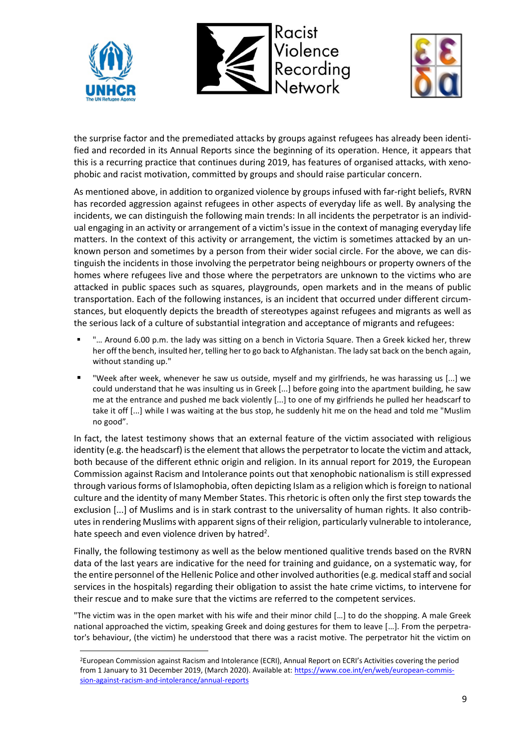the surprise factor and the premediated attacks by groups against refugees has already been identified and recorded in its Annual Reports since the beginning of its operation. Hence, it appears that this is a recurring practice that continues during 2019, has features of organised attacks, with xenophobic and racist motivation, committed by groups and should raise particular concern.

As mentioned above, in addition to organized violence by groups infused with far-right beliefs, RVRN has recorded aggression against refugees in other aspects of everyday life as well. By analysing the incidents, we can distinguish the following main trends: In all incidents the perpetrator is an individual engaging in an activity or arrangement of a victim's issue in the context of managing everyday life matters. In the context of this activity or arrangement, the victim is sometimes attacked by an unknown person and sometimes by a person from their wider social circle. For the above, we can distinguish the incidents in those involving the perpetrator being neighbours or property owners of the homes where refugees live and those where the perpetrators are unknown to the victims who are attacked in public spaces such as squares, playgrounds, open markets and in the means of public transportation. Each of the following instances, is an incident that occurred under different circumstances, but eloquently depicts the breadth of stereotypes against refugees and migrants as well as the serious lack of a culture of substantial integration and acceptance of migrants and refugees:

- "… Around 6.00 p.m. the lady was sitting on a bench in Victoria Square. Then a Greek kicked her, threw her off the bench, insulted her, telling her to go back to Afghanistan. The lady sat back on the bench again, without standing up."
- "Week after week, whenever he saw us outside, myself and my girlfriends, he was harassing us [...] we could understand that he was insulting us in Greek [...] before going into the apartment building, he saw me at the entrance and pushed me back violently [...] to one of my girlfriends he pulled her headscarf to take it off [...] while I was waiting at the bus stop, he suddenly hit me on the head and told me "Muslim no good".

In fact, the latest testimony shows that an external feature of the victim associated with religious identity (e.g. the headscarf) is the element that allows the perpetrator to locate the victim and attack, both because of the different ethnic origin and religion. In its annual report for 2019, the European Commission against Racism and Intolerance points out that xenophobic nationalism is still expressed through various forms of Islamophobia, often depicting Islam as a religion which is foreign to national culture and the identity of many Member States. This rhetoric is often only the first step towards the exclusion [...] of Muslims and is in stark contrast to the universality of human rights. It also contributes in rendering Muslims with apparent signs of their religion, particularly vulnerable to intolerance, hate speech and even violence driven by hatred[2].

Finally, the following testimony as well as the below mentioned qualitive trends based on the RVRN data of the last years are indicative for the need for training and guidance, on a systematic way, for the entire personnel of the Hellenic Police and other involved authorities (e.g. medical staff and social services in the hospitals) regarding their obligation to assist the hate crime victims, to intervene for their rescue and to make sure that the victims are referred to the competent services.

"The victim was in the open market with his wife and their minor child […] to do the shopping. A male Greek national approached the victim, speaking Greek and doing gestures for them to leave […]. From the perpetrator's behaviour, (the victim) he understood that there was a racist motive. The perpetrator hit the victim on

[2]European Commission against Racism and Intolerance (ECRI), Annual Report on ECRI's Activities covering the period from 1 January to 31 December 2019, (March 2020). Available at: https://www.coe.int/en/web/european-commission-against-racism-and-intolerance/annual-reports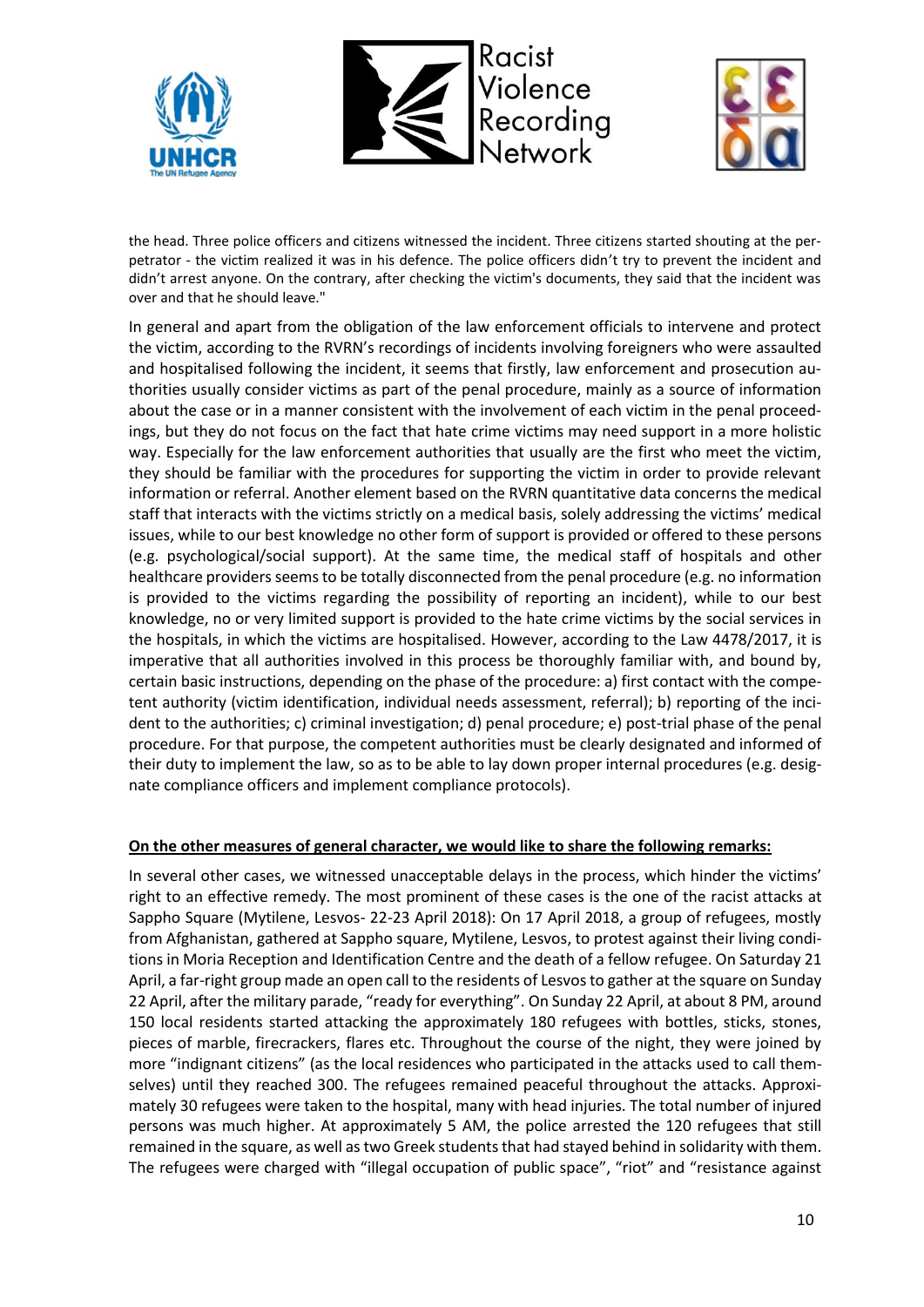the head. Three police officers and citizens witnessed the incident. Three citizens started shouting at the perpetrator - the victim realized it was in his defence. The police officers didn't try to prevent the incident and didn't arrest anyone. On the contrary, after checking the victim's documents, they said that the incident was over and that he should leave."

In general and apart from the obligation of the law enforcement officials to intervene and protect the victim, according to the RVRN's recordings of incidents involving foreigners who were assaulted and hospitalised following the incident, it seems that firstly, law enforcement and prosecution authorities usually consider victims as part of the penal procedure, mainly as a source of information about the case or in a manner consistent with the involvement of each victim in the penal proceedings, but they do not focus on the fact that hate crime victims may need support in a more holistic way. Especially for the law enforcement authorities that usually are the first who meet the victim, they should be familiar with the procedures for supporting the victim in order to provide relevant information or referral. Another element based on the RVRN quantitative data concerns the medical staff that interacts with the victims strictly on a medical basis, solely addressing the victims' medical issues, while to our best knowledge no other form of support is provided or offered to these persons (e.g. psychological/social support). At the same time, the medical staff of hospitals and other healthcare providers seems to be totally disconnected from the penal procedure (e.g. no information is provided to the victims regarding the possibility of reporting an incident), while to our best knowledge, no or very limited support is provided to the hate crime victims by the social services in the hospitals, in which the victims are hospitalised. However, according to the Law 4478/2017, it is imperative that all authorities involved in this process be thoroughly familiar with, and bound by, certain basic instructions, depending on the phase of the procedure: a) first contact with the competent authority (victim identification, individual needs assessment, referral); b) reporting of the incident to the authorities; c) criminal investigation; d) penal procedure; e) post-trial phase of the penal procedure. For that purpose, the competent authorities must be clearly designated and informed of their duty to implement the law, so as to be able to lay down proper internal procedures (e.g. designate compliance officers and implement compliance protocols).

**<u>On the other measures of general character, we would like to share the following remarks:</u>**

In several other cases, we witnessed unacceptable delays in the process, which hinder the victims' right to an effective remedy. The most prominent of these cases is the one of the racist attacks at Sappho Square (Mytilene, Lesvos- 22-23 April 2018): On 17 April 2018, a group of refugees, mostly from Afghanistan, gathered at Sappho square, Mytilene, Lesvos, to protest against their living conditions in Moria Reception and Identification Centre and the death of a fellow refugee. On Saturday 21 April, a far-right group made an open call to the residents of Lesvos to gather at the square on Sunday 22 April, after the military parade, "ready for everything". On Sunday 22 April, at about 8 PM, around 150 local residents started attacking the approximately 180 refugees with bottles, sticks, stones, pieces of marble, firecrackers, flares etc. Throughout the course of the night, they were joined by more "indignant citizens" (as the local residences who participated in the attacks used to call themselves) until they reached 300. The refugees remained peaceful throughout the attacks. Approximately 30 refugees were taken to the hospital, many with head injuries. The total number of injured persons was much higher. At approximately 5 AM, the police arrested the 120 refugees that still remained in the square, as well as two Greek students that had stayed behind in solidarity with them. The refugees were charged with "illegal occupation of public space", "riot" and "resistance against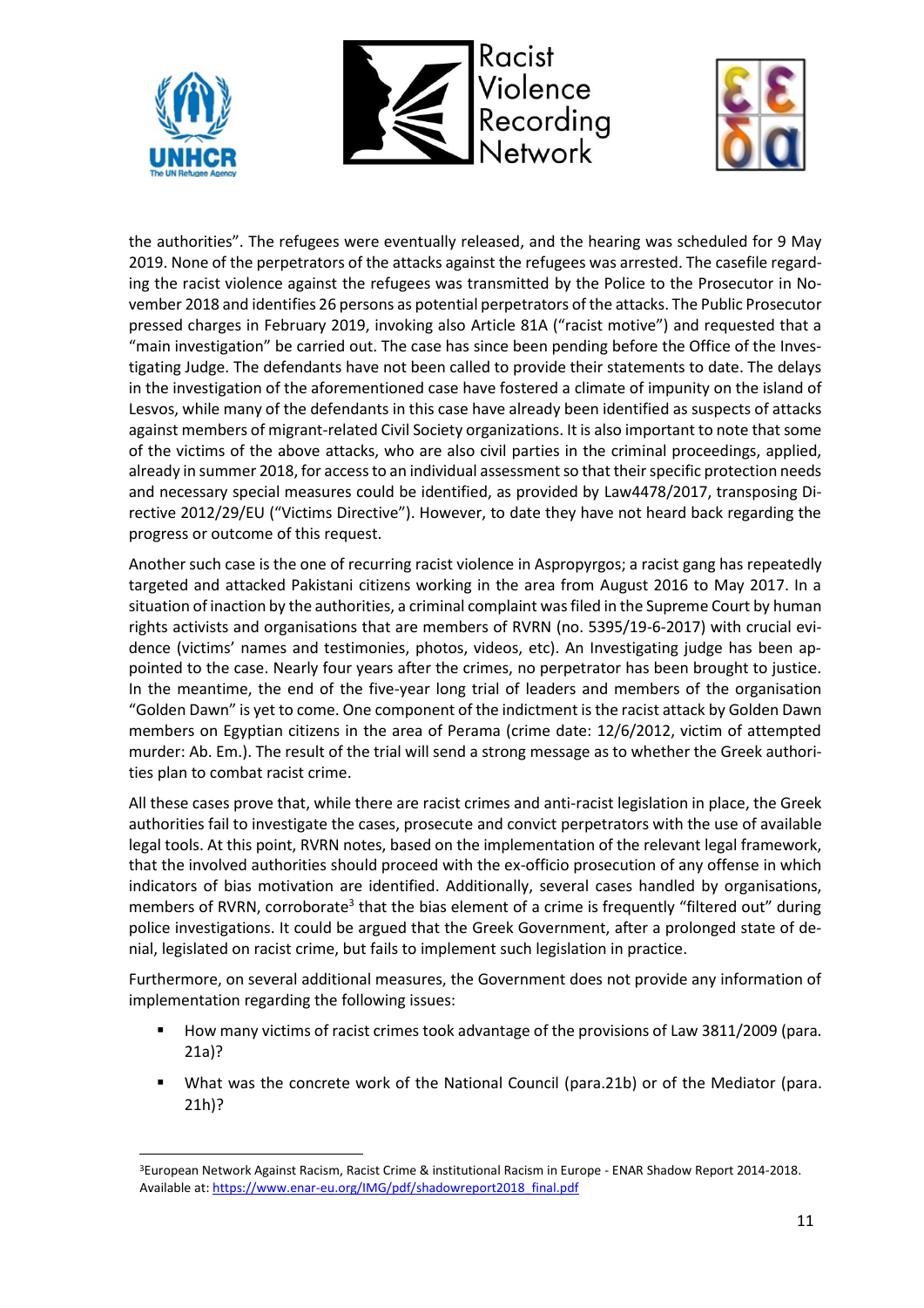the authorities". The refugees were eventually released, and the hearing was scheduled for 9 May 2019. None of the perpetrators of the attacks against the refugees was arrested. The casefile regarding the racist violence against the refugees was transmitted by the Police to the Prosecutor in November 2018 and identifies 26 persons as potential perpetrators of the attacks. The Public Prosecutor pressed charges in February 2019, invoking also Article 81A ("racist motive") and requested that a "main investigation" be carried out. The case has since been pending before the Office of the Investigating Judge. The defendants have not been called to provide their statements to date. The delays in the investigation of the aforementioned case have fostered a climate of impunity on the island of Lesvos, while many of the defendants in this case have already been identified as suspects of attacks against members of migrant-related Civil Society organizations. It is also important to note that some of the victims of the above attacks, who are also civil parties in the criminal proceedings, applied, already in summer 2018, for access to an individual assessment so that their specific protection needs and necessary special measures could be identified, as provided by Law4478/2017, transposing Directive 2012/29/EU ("Victims Directive"). However, to date they have not heard back regarding the progress or outcome of this request.

Another such case is the one of recurring racist violence in Aspropyrgos; a racist gang has repeatedly targeted and attacked Pakistani citizens working in the area from August 2016 to May 2017. In a situation of inaction by the authorities, a criminal complaint was filed in the Supreme Court by human rights activists and organisations that are members of RVRN (no. 5395/19-6-2017) with crucial evidence (victims' names and testimonies, photos, videos, etc). An Investigating judge has been appointed to the case. Nearly four years after the crimes, no perpetrator has been brought to justice. In the meantime, the end of the five-year long trial of leaders and members of the organisation "Golden Dawn" is yet to come. One component of the indictment is the racist attack by Golden Dawn members on Egyptian citizens in the area of Perama (crime date: 12/6/2012, victim of attempted murder: Ab. Em.). The result of the trial will send a strong message as to whether the Greek authorities plan to combat racist crime.

All these cases prove that, while there are racist crimes and anti-racist legislation in place, the Greek authorities fail to investigate the cases, prosecute and convict perpetrators with the use of available legal tools. At this point, RVRN notes, based on the implementation of the relevant legal framework, that the involved authorities should proceed with the ex-officio prosecution of any offense in which indicators of bias motivation are identified. Additionally, several cases handled by organisations, members of RVRN, corroborate[3] that the bias element of a crime is frequently "filtered out" during police investigations. It could be argued that the Greek Government, after a prolonged state of denial, legislated on racist crime, but fails to implement such legislation in practice.

Furthermore, on several additional measures, the Government does not provide any information of implementation regarding the following issues:

- How many victims of racist crimes took advantage of the provisions of Law 3811/2009 (para. 21a)?
- What was the concrete work of the National Council (para.21b) or of the Mediator (para. 21h)?

---

[3] European Network Against Racism, Racist Crime & institutional Racism in Europe - ENAR Shadow Report 2014-2018. Available at: https://www.enar-eu.org/IMG/pdf/shadowreport2018_final.pdf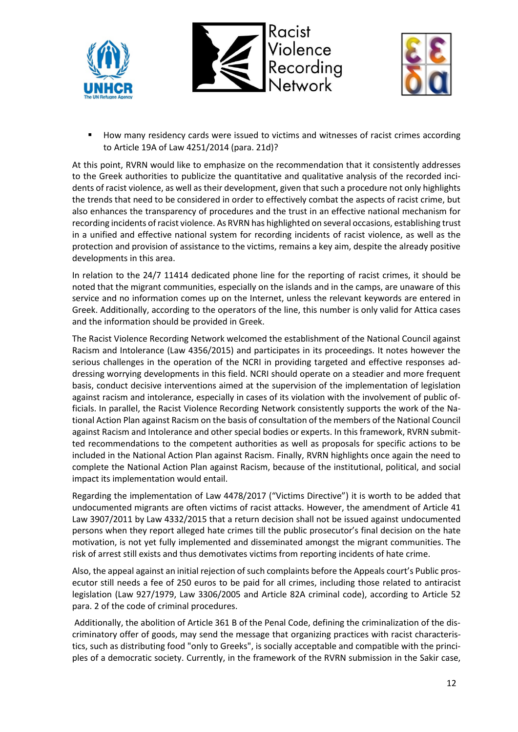- How many residency cards were issued to victims and witnesses of racist crimes according to Article 19A of Law 4251/2014 (para. 21d)?

At this point, RVRN would like to emphasize on the recommendation that it consistently addresses to the Greek authorities to publicize the quantitative and qualitative analysis of the recorded incidents of racist violence, as well as their development, given that such a procedure not only highlights the trends that need to be considered in order to effectively combat the aspects of racist crime, but also enhances the transparency of procedures and the trust in an effective national mechanism for recording incidents of racist violence. As RVRN has highlighted on several occasions, establishing trust in a unified and effective national system for recording incidents of racist violence, as well as the protection and provision of assistance to the victims, remains a key aim, despite the already positive developments in this area.

In relation to the 24/7 11414 dedicated phone line for the reporting of racist crimes, it should be noted that the migrant communities, especially on the islands and in the camps, are unaware of this service and no information comes up on the Internet, unless the relevant keywords are entered in Greek. Additionally, according to the operators of the line, this number is only valid for Attica cases and the information should be provided in Greek.

The Racist Violence Recording Network welcomed the establishment of the National Council against Racism and Intolerance (Law 4356/2015) and participates in its proceedings. It notes however the serious challenges in the operation of the NCRI in providing targeted and effective responses addressing worrying developments in this field. NCRI should operate on a steadier and more frequent basis, conduct decisive interventions aimed at the supervision of the implementation of legislation against racism and intolerance, especially in cases of its violation with the involvement of public officials. In parallel, the Racist Violence Recording Network consistently supports the work of the National Action Plan against Racism on the basis of consultation of the members of the National Council against Racism and Intolerance and other special bodies or experts. In this framework, RVRN submitted recommendations to the competent authorities as well as proposals for specific actions to be included in the National Action Plan against Racism. Finally, RVRN highlights once again the need to complete the National Action Plan against Racism, because of the institutional, political, and social impact its implementation would entail.

Regarding the implementation of Law 4478/2017 ("Victims Directive") it is worth to be added that undocumented migrants are often victims of racist attacks. However, the amendment of Article 41 Law 3907/2011 by Law 4332/2015 that a return decision shall not be issued against undocumented persons when they report alleged hate crimes till the public prosecutor's final decision on the hate motivation, is not yet fully implemented and disseminated amongst the migrant communities. The risk of arrest still exists and thus demotivates victims from reporting incidents of hate crime.

Also, the appeal against an initial rejection of such complaints before the Appeals court's Public prosecutor still needs a fee of 250 euros to be paid for all crimes, including those related to antiracist legislation (Law 927/1979, Law 3306/2005 and Article 82A criminal code), according to Article 52 para. 2 of the code of criminal procedures.

Additionally, the abolition of Article 361 B of the Penal Code, defining the criminalization of the discriminatory offer of goods, may send the message that organizing practices with racist characteristics, such as distributing food "only to Greeks", is socially acceptable and compatible with the principles of a democratic society. Currently, in the framework of the RVRN submission in the Sakir case,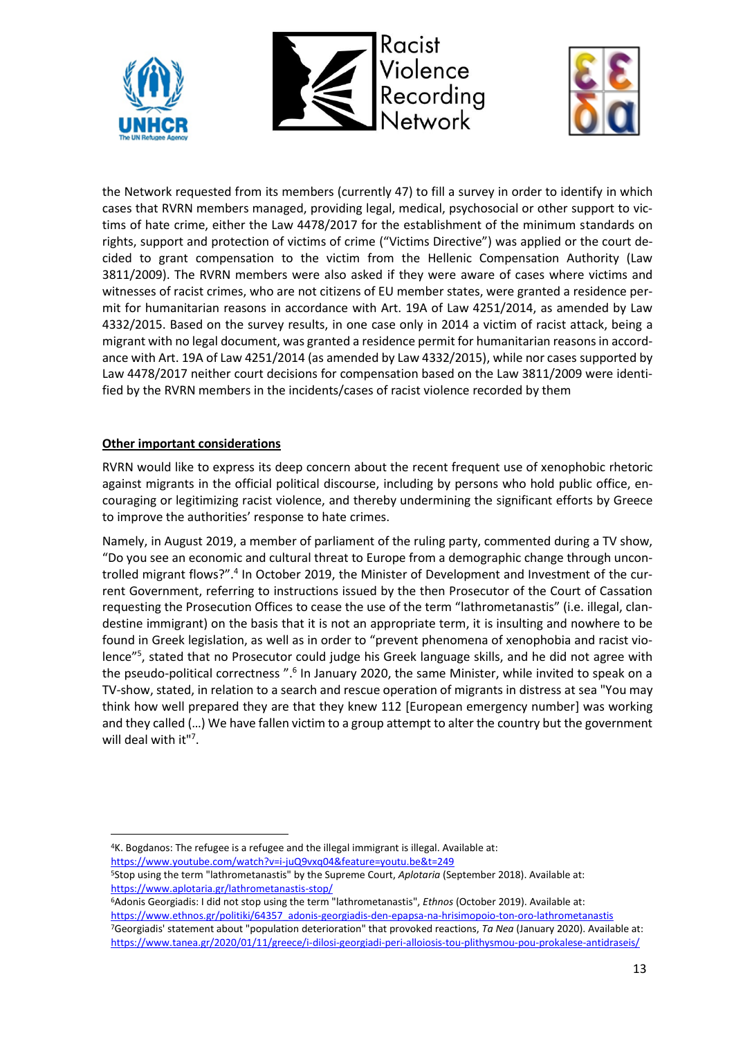the Network requested from its members (currently 47) to fill a survey in order to identify in which cases that RVRN members managed, providing legal, medical, psychosocial or other support to victims of hate crime, either the Law 4478/2017 for the establishment of the minimum standards on rights, support and protection of victims of crime ("Victims Directive") was applied or the court decided to grant compensation to the victim from the Hellenic Compensation Authority (Law 3811/2009). The RVRN members were also asked if they were aware of cases where victims and witnesses of racist crimes, who are not citizens of EU member states, were granted a residence permit for humanitarian reasons in accordance with Art. 19A of Law 4251/2014, as amended by Law 4332/2015. Based on the survey results, in one case only in 2014 a victim of racist attack, being a migrant with no legal document, was granted a residence permit for humanitarian reasons in accordance with Art. 19A of Law 4251/2014 (as amended by Law 4332/2015), while nor cases supported by Law 4478/2017 neither court decisions for compensation based on the Law 3811/2009 were identified by the RVRN members in the incidents/cases of racist violence recorded by them

**Other important considerations**

RVRN would like to express its deep concern about the recent frequent use of xenophobic rhetoric against migrants in the official political discourse, including by persons who hold public office, encouraging or legitimizing racist violence, and thereby undermining the significant efforts by Greece to improve the authorities' response to hate crimes.

Namely, in August 2019, a member of parliament of the ruling party, commented during a TV show, "Do you see an economic and cultural threat to Europe from a demographic change through uncontrolled migrant flows?".[4] In October 2019, the Minister of Development and Investment of the current Government, referring to instructions issued by the then Prosecutor of the Court of Cassation requesting the Prosecution Offices to cease the use of the term "lathrometanastis" (i.e. illegal, clandestine immigrant) on the basis that it is not an appropriate term, it is insulting and nowhere to be found in Greek legislation, as well as in order to "prevent phenomena of xenophobia and racist violence"[5], stated that no Prosecutor could judge his Greek language skills, and he did not agree with the pseudo-political correctness ".[6] In January 2020, the same Minister, while invited to speak on a TV-show, stated, in relation to a search and rescue operation of migrants in distress at sea "You may think how well prepared they are that they knew 112 [European emergency number] was working and they called (…) We have fallen victim to a group attempt to alter the country but the government will deal with it"[7].

---

[4]K. Bogdanos: The refugee is a refugee and the illegal immigrant is illegal. Available at: https://www.youtube.com/watch?v=i-juQ9vxq04&feature=youtu.be&t=249

[5]Stop using the term "lathrometanastis" by the Supreme Court, *Aplotaria* (September 2018). Available at: https://www.aplotaria.gr/lathrometanastis-stop/

[6]Adonis Georgiadis: I did not stop using the term "lathrometanastis", *Ethnos* (October 2019). Available at: https://www.ethnos.gr/politiki/64357_adonis-georgiadis-den-epapsa-na-hrisimopoio-ton-oro-lathrometanastis

[7]Georgiadis' statement about "population deterioration" that provoked reactions, *Ta Nea* (January 2020). Available at: https://www.tanea.gr/2020/01/11/greece/i-dilosi-georgiadi-peri-alloiosis-tou-plithysmou-pou-prokalese-antidraseis/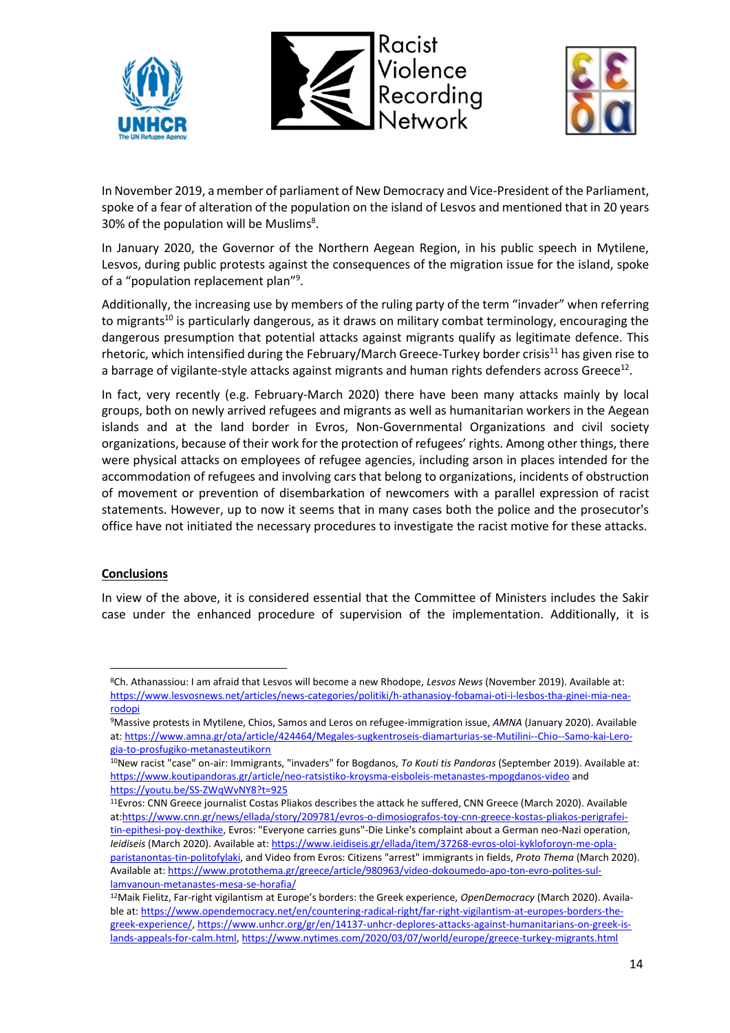In November 2019, a member of parliament of New Democracy and Vice-President of the Parliament, spoke of a fear of alteration of the population on the island of Lesvos and mentioned that in 20 years 30% of the population will be Muslims[8].

In January 2020, the Governor of the Northern Aegean Region, in his public speech in Mytilene, Lesvos, during public protests against the consequences of the migration issue for the island, spoke of a "population replacement plan"[9].

Additionally, the increasing use by members of the ruling party of the term "invader" when referring to migrants[10] is particularly dangerous, as it draws on military combat terminology, encouraging the dangerous presumption that potential attacks against migrants qualify as legitimate defence. This rhetoric, which intensified during the February/March Greece-Turkey border crisis[11] has given rise to a barrage of vigilante-style attacks against migrants and human rights defenders across Greece[12].

In fact, very recently (e.g. February-March 2020) there have been many attacks mainly by local groups, both on newly arrived refugees and migrants as well as humanitarian workers in the Aegean islands and at the land border in Evros, Non-Governmental Organizations and civil society organizations, because of their work for the protection of refugees' rights. Among other things, there were physical attacks on employees of refugee agencies, including arson in places intended for the accommodation of refugees and involving cars that belong to organizations, incidents of obstruction of movement or prevention of disembarkation of newcomers with a parallel expression of racist statements. However, up to now it seems that in many cases both the police and the prosecutor's office have not initiated the necessary procedures to investigate the racist motive for these attacks.

**Conclusions**

In view of the above, it is considered essential that the Committee of Ministers includes the Sakir case under the enhanced procedure of supervision of the implementation. Additionally, it is

---

[8] Ch. Athanassiou: I am afraid that Lesvos will become a new Rhodope, *Lesvos News* (November 2019). Available at: https://www.lesvosnews.net/articles/news-categories/politiki/h-athanasioy-fobamai-oti-i-lesbos-tha-ginei-mia-nea-rodopi

[9] Massive protests in Mytilene, Chios, Samos and Leros on refugee-immigration issue, *AMNA* (January 2020). Available at: https://www.amna.gr/ota/article/424464/Megales-sugkentroseis-diamarturias-se-Mutilini--Chio--Samo-kai-Lero-gia-to-prosfugiko-metanasteutikorn

[10] New racist "case" on-air: Immigrants, "invaders" for Bogdanos, *To Kouti tis Pandoras* (September 2019). Available at: https://www.koutipandoras.gr/article/neo-ratsistiko-kroysma-eisboleis-metanastes-mpogdanos-video and https://youtu.be/SS-ZWqWvNY8?t=925

[11] Evros: CNN Greece journalist Costas Pliakos describes the attack he suffered, CNN Greece (March 2020). Available at:https://www.cnn.gr/news/ellada/story/209781/evros-o-dimosiografos-toy-cnn-greece-kostas-pliakos-perigrafei-tin-epithesi-poy-dexthike, Evros: "Everyone carries guns"-Die Linke's complaint about a German neo-Nazi operation, *Ieidiseis* (March 2020). Available at: https://www.ieidiseis.gr/ellada/item/37268-evros-oloi-kykloforoyn-me-opla-paristanontas-tin-politofylaki, and Video from Evros: Citizens "arrest" immigrants in fields, *Proto Thema* (March 2020). Available at: https://www.protothema.gr/greece/article/980963/video-dokoumedo-apo-ton-evro-polites-sul-lamvanoun-metanastes-mesa-se-horafia/

[12] Maik Fielitz, Far-right vigilantism at Europe's borders: the Greek experience, *OpenDemocracy* (March 2020). Available at: https://www.opendemocracy.net/en/countering-radical-right/far-right-vigilantism-at-europes-borders-the-greek-experience/, https://www.unhcr.org/gr/en/14137-unhcr-deplores-attacks-against-humanitarians-on-greek-islands-appeals-for-calm.html, https://www.nytimes.com/2020/03/07/world/europe/greece-turkey-migrants.html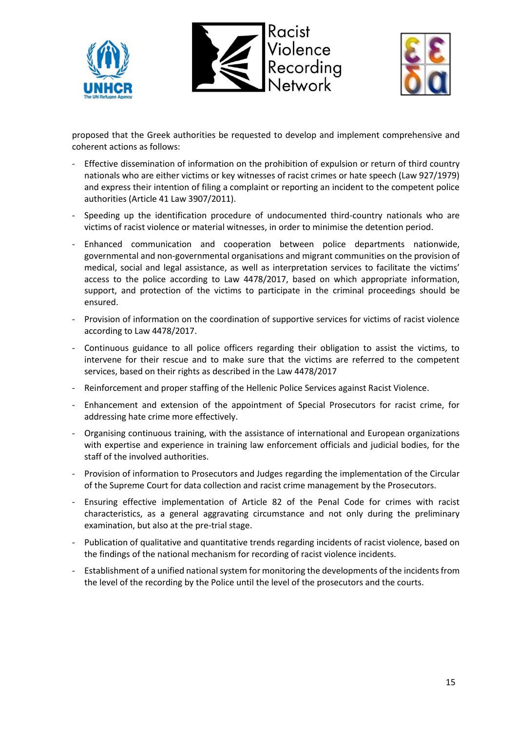proposed that the Greek authorities be requested to develop and implement comprehensive and coherent actions as follows:

- Effective dissemination of information on the prohibition of expulsion or return of third country nationals who are either victims or key witnesses of racist crimes or hate speech (Law 927/1979) and express their intention of filing a complaint or reporting an incident to the competent police authorities (Article 41 Law 3907/2011).
- Speeding up the identification procedure of undocumented third-country nationals who are victims of racist violence or material witnesses, in order to minimise the detention period.
- Enhanced communication and cooperation between police departments nationwide, governmental and non-governmental organisations and migrant communities on the provision of medical, social and legal assistance, as well as interpretation services to facilitate the victims' access to the police according to Law 4478/2017, based on which appropriate information, support, and protection of the victims to participate in the criminal proceedings should be ensured.
- Provision of information on the coordination of supportive services for victims of racist violence according to Law 4478/2017.
- Continuous guidance to all police officers regarding their obligation to assist the victims, to intervene for their rescue and to make sure that the victims are referred to the competent services, based on their rights as described in the Law 4478/2017
- Reinforcement and proper staffing of the Hellenic Police Services against Racist Violence.
- Enhancement and extension of the appointment of Special Prosecutors for racist crime, for addressing hate crime more effectively.
- Organising continuous training, with the assistance of international and European organizations with expertise and experience in training law enforcement officials and judicial bodies, for the staff of the involved authorities.
- Provision of information to Prosecutors and Judges regarding the implementation of the Circular of the Supreme Court for data collection and racist crime management by the Prosecutors.
- Ensuring effective implementation of Article 82 of the Penal Code for crimes with racist characteristics, as a general aggravating circumstance and not only during the preliminary examination, but also at the pre-trial stage.
- Publication of qualitative and quantitative trends regarding incidents of racist violence, based on the findings of the national mechanism for recording of racist violence incidents.
- Establishment of a unified national system for monitoring the developments of the incidents from the level of the recording by the Police until the level of the prosecutors and the courts.